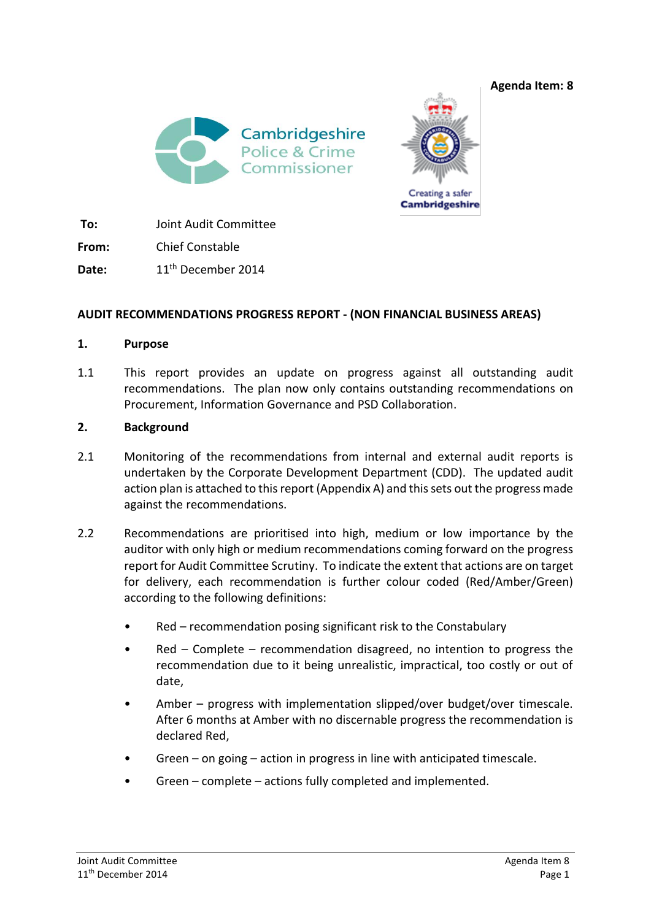Agenda Item: 8

Cambridgeshire Police & Crime Commissioner

Creating a safer Cambridgeshire

**To:** Joint Audit Committee

**From:** Chief Constable

**Date:** 11th December 2014

**AUDIT RECOMMENDATIONS PROGRESS REPORT - (NON FINANCIAL BUSINESS AREAS)**

**1. Purpose**

1.1 This report provides an update on progress against all outstanding audit recommendations. The plan now only contains outstanding recommendations on Procurement, Information Governance and PSD Collaboration.

**2. Background**

2.1 Monitoring of the recommendations from internal and external audit reports is undertaken by the Corporate Development Department (CDD). The updated audit action plan is attached to this report (Appendix A) and this sets out the progress made against the recommendations.

2.2 Recommendations are prioritised into high, medium or low importance by the auditor with only high or medium recommendations coming forward on the progress report for Audit Committee Scrutiny. To indicate the extent that actions are on target for delivery, each recommendation is further colour coded (Red/Amber/Green) according to the following definitions:

- Red – recommendation posing significant risk to the Constabulary
- Red – Complete – recommendation disagreed, no intention to progress the recommendation due to it being unrealistic, impractical, too costly or out of date,
- Amber – progress with implementation slipped/over budget/over timescale. After 6 months at Amber with no discernable progress the recommendation is declared Red,
- Green – on going – action in progress in line with anticipated timescale.
- Green – complete – actions fully completed and implemented.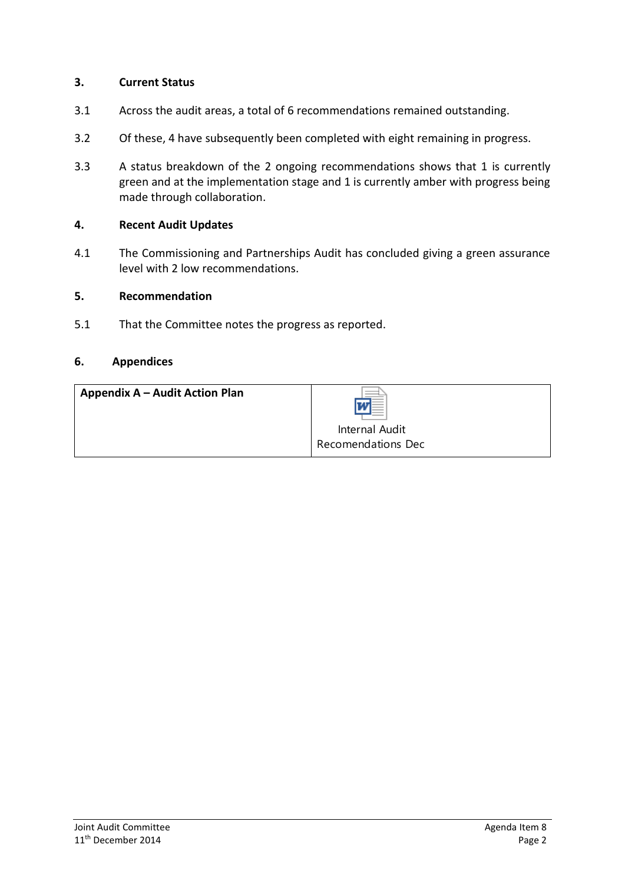### 3. Current Status

3.1 Across the audit areas, a total of 6 recommendations remained outstanding.

3.2 Of these, 4 have subsequently been completed with eight remaining in progress.

3.3 A status breakdown of the 2 ongoing recommendations shows that 1 is currently green and at the implementation stage and 1 is currently amber with progress being made through collaboration.

### 4. Recent Audit Updates

4.1 The Commissioning and Partnerships Audit has concluded giving a green assurance level with 2 low recommendations.

### 5. Recommendation

5.1 That the Committee notes the progress as reported.

### 6. Appendices

| | |
|---|---|
| **Appendix A – Audit Action Plan** | Internal Audit Recomendations Dec |